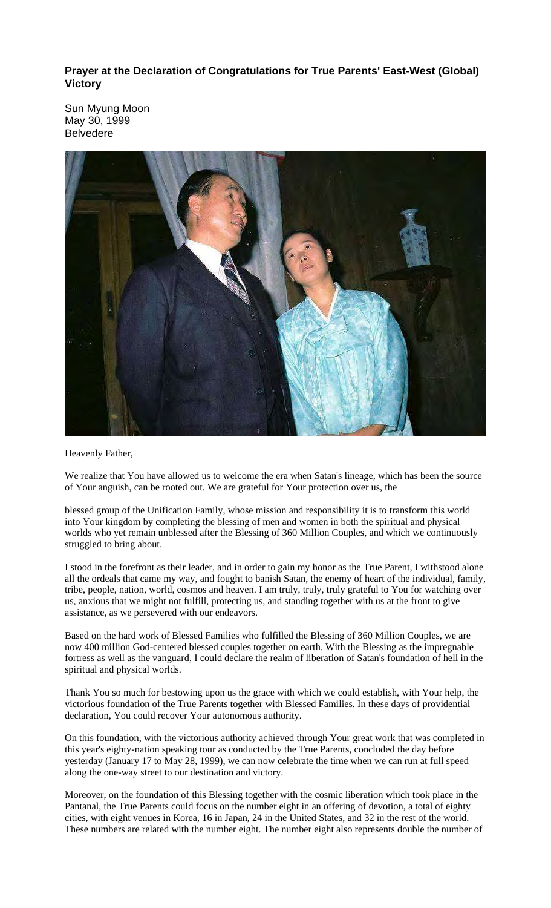**Prayer at the Declaration of Congratulations for True Parents' East-West (Global) Victory**

Sun Myung Moon
May 30, 1999
Belvedere

Heavenly Father,

We realize that You have allowed us to welcome the era when Satan's lineage, which has been the source of Your anguish, can be rooted out. We are grateful for Your protection over us, the blessed group of the Unification Family, whose mission and responsibility it is to transform this world into Your kingdom by completing the blessing of men and women in both the spiritual and physical worlds who yet remain unblessed after the Blessing of 360 Million Couples, and which we continuously struggled to bring about.

I stood in the forefront as their leader, and in order to gain my honor as the True Parent, I withstood alone all the ordeals that came my way, and fought to banish Satan, the enemy of heart of the individual, family, tribe, people, nation, world, cosmos and heaven. I am truly, truly, truly grateful to You for watching over us, anxious that we might not fulfill, protecting us, and standing together with us at the front to give assistance, as we persevered with our endeavors.

Based on the hard work of Blessed Families who fulfilled the Blessing of 360 Million Couples, we are now 400 million God-centered blessed couples together on earth. With the Blessing as the impregnable fortress as well as the vanguard, I could declare the realm of liberation of Satan's foundation of hell in the spiritual and physical worlds.

Thank You so much for bestowing upon us the grace with which we could establish, with Your help, the victorious foundation of the True Parents together with Blessed Families. In these days of providential declaration, You could recover Your autonomous authority.

On this foundation, with the victorious authority achieved through Your great work that was completed in this year's eighty-nation speaking tour as conducted by the True Parents, concluded the day before yesterday (January 17 to May 28, 1999), we can now celebrate the time when we can run at full speed along the one-way street to our destination and victory.

Moreover, on the foundation of this Blessing together with the cosmic liberation which took place in the Pantanal, the True Parents could focus on the number eight in an offering of devotion, a total of eighty cities, with eight venues in Korea, 16 in Japan, 24 in the United States, and 32 in the rest of the world. These numbers are related with the number eight. The number eight also represents double the number of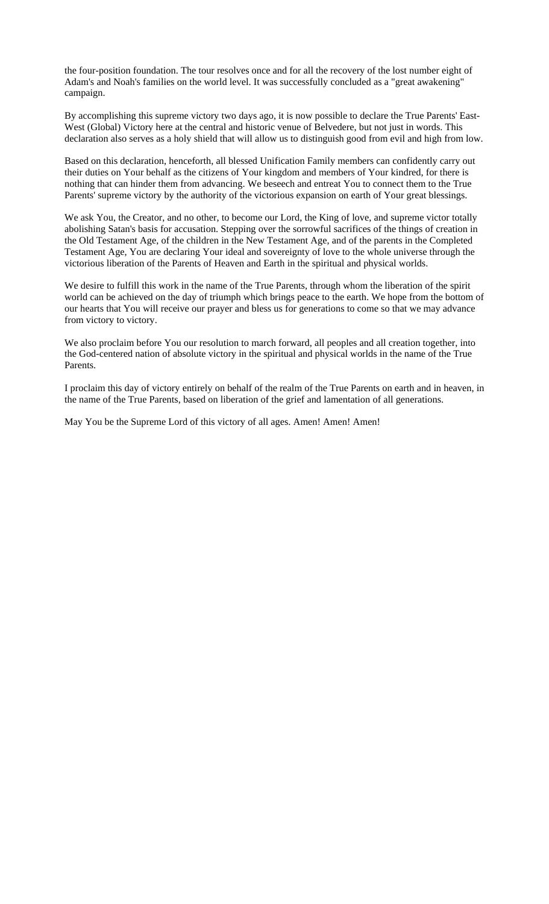the four-position foundation. The tour resolves once and for all the recovery of the lost number eight of Adam's and Noah's families on the world level. It was successfully concluded as a "great awakening" campaign.

By accomplishing this supreme victory two days ago, it is now possible to declare the True Parents' East-West (Global) Victory here at the central and historic venue of Belvedere, but not just in words. This declaration also serves as a holy shield that will allow us to distinguish good from evil and high from low.

Based on this declaration, henceforth, all blessed Unification Family members can confidently carry out their duties on Your behalf as the citizens of Your kingdom and members of Your kindred, for there is nothing that can hinder them from advancing. We beseech and entreat You to connect them to the True Parents' supreme victory by the authority of the victorious expansion on earth of Your great blessings.

We ask You, the Creator, and no other, to become our Lord, the King of love, and supreme victor totally abolishing Satan's basis for accusation. Stepping over the sorrowful sacrifices of the things of creation in the Old Testament Age, of the children in the New Testament Age, and of the parents in the Completed Testament Age, You are declaring Your ideal and sovereignty of love to the whole universe through the victorious liberation of the Parents of Heaven and Earth in the spiritual and physical worlds.

We desire to fulfill this work in the name of the True Parents, through whom the liberation of the spirit world can be achieved on the day of triumph which brings peace to the earth. We hope from the bottom of our hearts that You will receive our prayer and bless us for generations to come so that we may advance from victory to victory.

We also proclaim before You our resolution to march forward, all peoples and all creation together, into the God-centered nation of absolute victory in the spiritual and physical worlds in the name of the True Parents.

I proclaim this day of victory entirely on behalf of the realm of the True Parents on earth and in heaven, in the name of the True Parents, based on liberation of the grief and lamentation of all generations.

May You be the Supreme Lord of this victory of all ages. Amen! Amen! Amen!